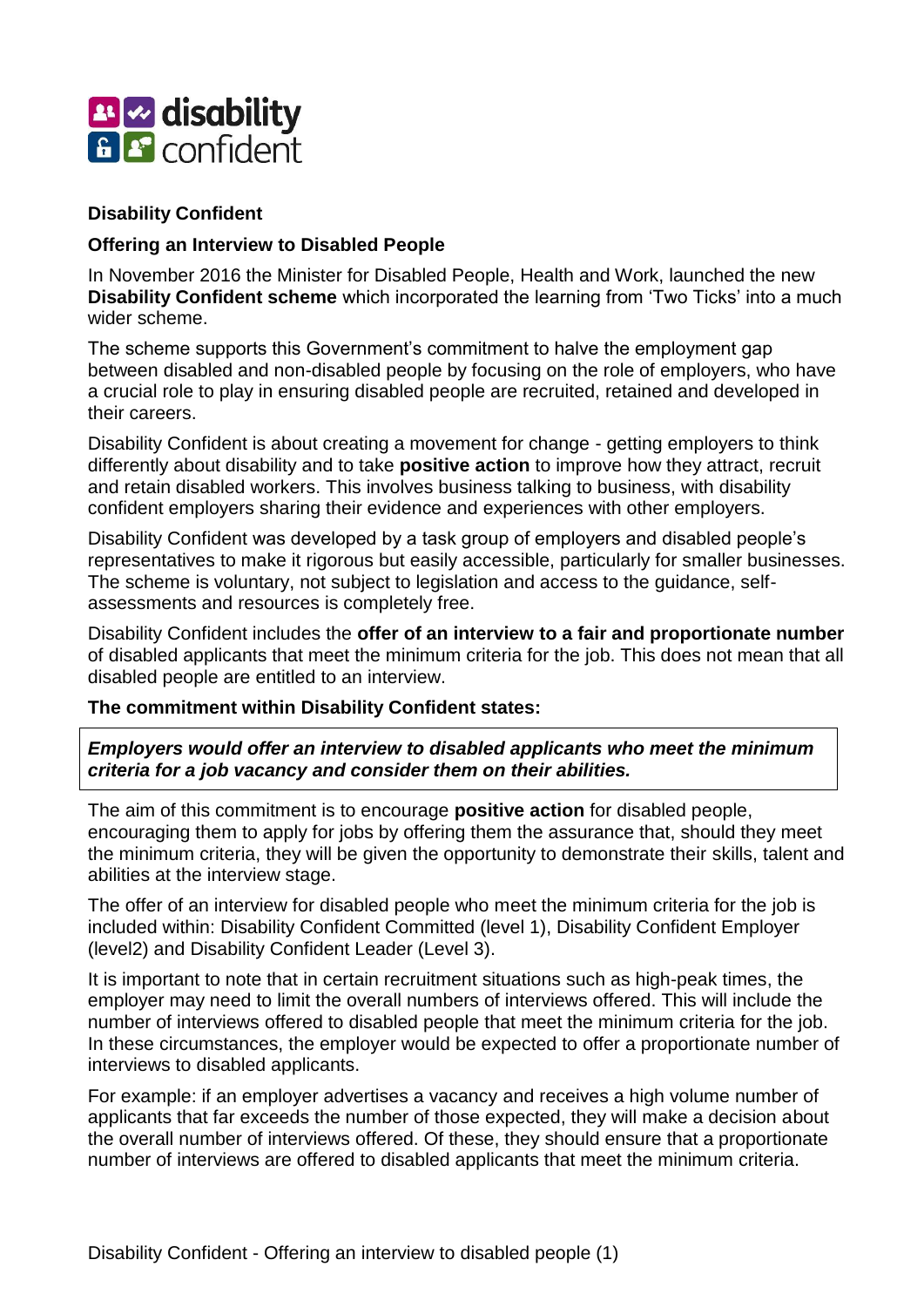**Disability Confident**

**Offering an Interview to Disabled People**

In November 2016 the Minister for Disabled People, Health and Work, launched the new **Disability Confident scheme** which incorporated the learning from 'Two Ticks' into a much wider scheme.

The scheme supports this Government's commitment to halve the employment gap between disabled and non-disabled people by focusing on the role of employers, who have a crucial role to play in ensuring disabled people are recruited, retained and developed in their careers.

Disability Confident is about creating a movement for change - getting employers to think differently about disability and to take **positive action** to improve how they attract, recruit and retain disabled workers. This involves business talking to business, with disability confident employers sharing their evidence and experiences with other employers.

Disability Confident was developed by a task group of employers and disabled people's representatives to make it rigorous but easily accessible, particularly for smaller businesses. The scheme is voluntary, not subject to legislation and access to the guidance, self-assessments and resources is completely free.

Disability Confident includes the **offer of an interview to a fair and proportionate number** of disabled applicants that meet the minimum criteria for the job. This does not mean that all disabled people are entitled to an interview.

**The commitment within Disability Confident states:**

> ***Employers would offer an interview to disabled applicants who meet the minimum criteria for a job vacancy and consider them on their abilities.***

The aim of this commitment is to encourage **positive action** for disabled people, encouraging them to apply for jobs by offering them the assurance that, should they meet the minimum criteria, they will be given the opportunity to demonstrate their skills, talent and abilities at the interview stage.

The offer of an interview for disabled people who meet the minimum criteria for the job is included within: Disability Confident Committed (level 1), Disability Confident Employer (level2) and Disability Confident Leader (Level 3).

It is important to note that in certain recruitment situations such as high-peak times, the employer may need to limit the overall numbers of interviews offered. This will include the number of interviews offered to disabled people that meet the minimum criteria for the job. In these circumstances, the employer would be expected to offer a proportionate number of interviews to disabled applicants.

For example: if an employer advertises a vacancy and receives a high volume number of applicants that far exceeds the number of those expected, they will make a decision about the overall number of interviews offered. Of these, they should ensure that a proportionate number of interviews are offered to disabled applicants that meet the minimum criteria.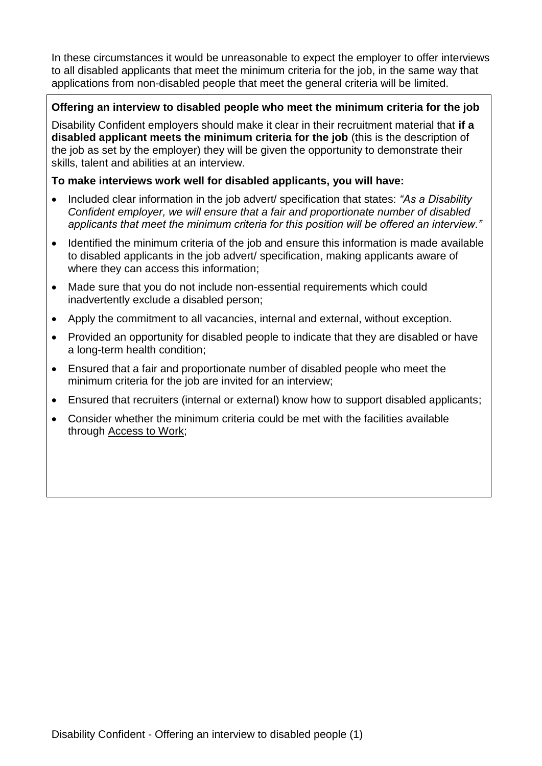In these circumstances it would be unreasonable to expect the employer to offer interviews to all disabled applicants that meet the minimum criteria for the job, in the same way that applications from non-disabled people that meet the general criteria will be limited.

**Offering an interview to disabled people who meet the minimum criteria for the job**

Disability Confident employers should make it clear in their recruitment material that **if a disabled applicant meets the minimum criteria for the job** (this is the description of the job as set by the employer) they will be given the opportunity to demonstrate their skills, talent and abilities at an interview.

**To make interviews work well for disabled applicants, you will have:**

- Included clear information in the job advert/ specification that states: *"As a Disability Confident employer, we will ensure that a fair and proportionate number of disabled applicants that meet the minimum criteria for this position will be offered an interview."*
- Identified the minimum criteria of the job and ensure this information is made available to disabled applicants in the job advert/ specification, making applicants aware of where they can access this information;
- Made sure that you do not include non-essential requirements which could inadvertently exclude a disabled person;
- Apply the commitment to all vacancies, internal and external, without exception.
- Provided an opportunity for disabled people to indicate that they are disabled or have a long-term health condition;
- Ensured that a fair and proportionate number of disabled people who meet the minimum criteria for the job are invited for an interview;
- Ensured that recruiters (internal or external) know how to support disabled applicants;
- Consider whether the minimum criteria could be met with the facilities available through Access to Work;